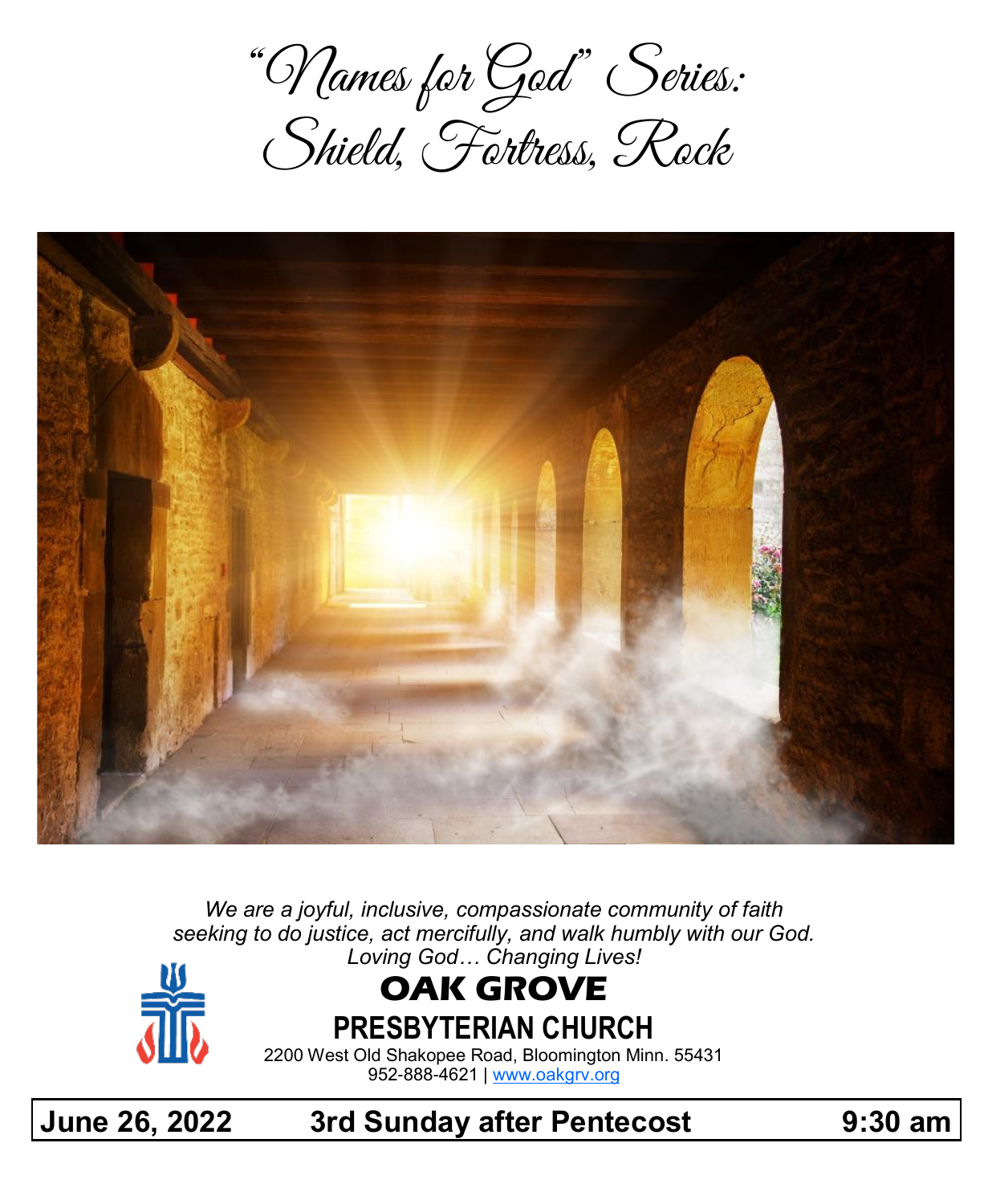# "Names for God" Series: Shield, Fortress, Rock

*We are a joyful, inclusive, compassionate community of faith seeking to do justice, act mercifully, and walk humbly with our God.*
*Loving God… Changing Lives!*

**OAK GROVE**
**PRESBYTERIAN CHURCH**

2200 West Old Shakopee Road, Bloomington Minn. 55431
952-888-4621 | www.oakgrv.org

**June 26, 2022 3rd Sunday after Pentecost 9:30 am**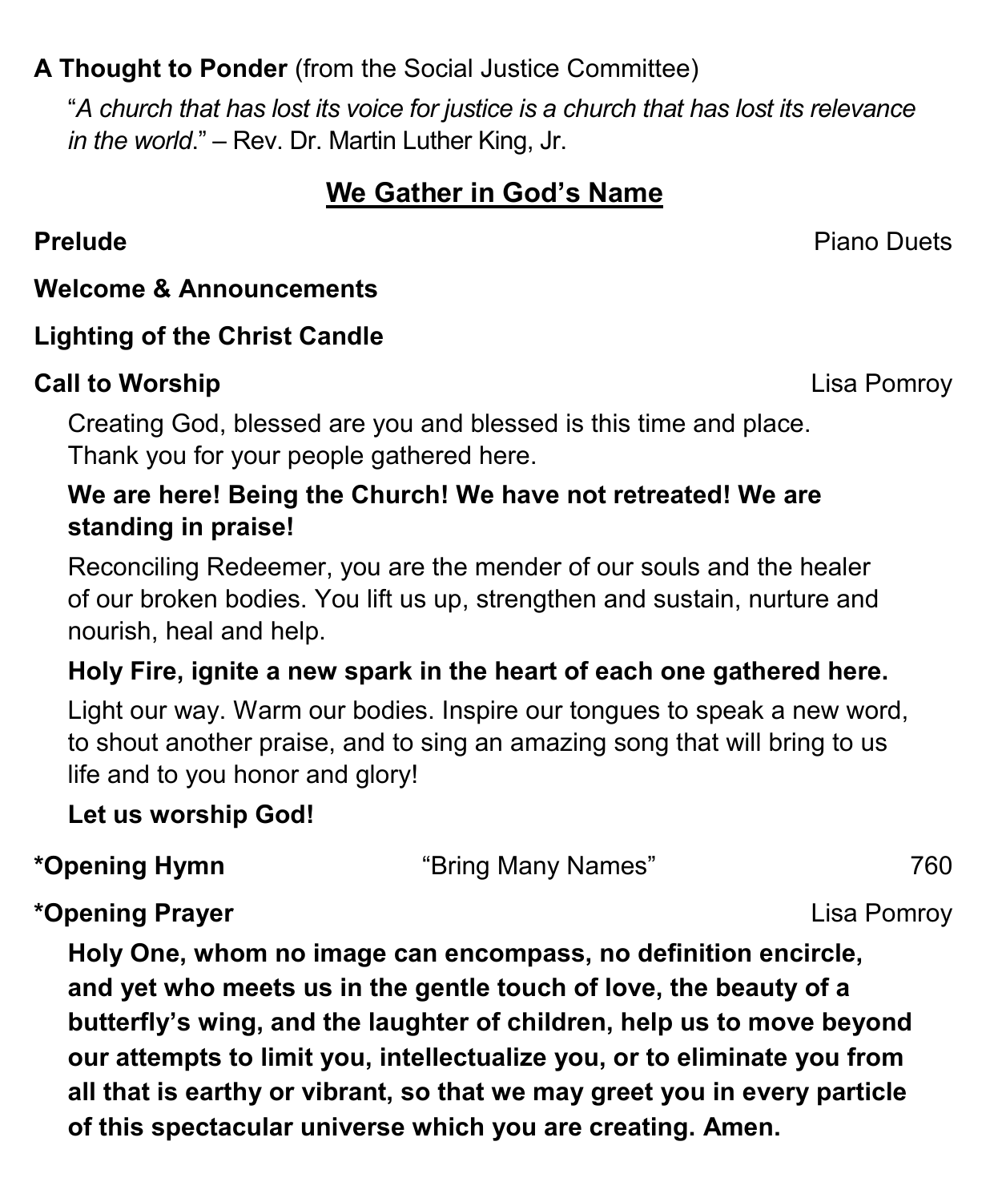**A Thought to Ponder** (from the Social Justice Committee)

"*A church that has lost its voice for justice is a church that has lost its relevance in the world*." – Rev. Dr. Martin Luther King, Jr.

## We Gather in God's Name

**Prelude** Piano Duets

**Welcome & Announcements**

**Lighting of the Christ Candle**

**Call to Worship** Lisa Pomroy

Creating God, blessed are you and blessed is this time and place. Thank you for your people gathered here.

**We are here! Being the Church! We have not retreated! We are standing in praise!**

Reconciling Redeemer, you are the mender of our souls and the healer of our broken bodies. You lift us up, strengthen and sustain, nurture and nourish, heal and help.

**Holy Fire, ignite a new spark in the heart of each one gathered here.**

Light our way. Warm our bodies. Inspire our tongues to speak a new word, to shout another praise, and to sing an amazing song that will bring to us life and to you honor and glory!

**Let us worship God!**

**\*Opening Hymn** "Bring Many Names" 760

**\*Opening Prayer** Lisa Pomroy

**Holy One, whom no image can encompass, no definition encircle, and yet who meets us in the gentle touch of love, the beauty of a butterfly's wing, and the laughter of children, help us to move beyond our attempts to limit you, intellectualize you, or to eliminate you from all that is earthy or vibrant, so that we may greet you in every particle of this spectacular universe which you are creating. Amen.**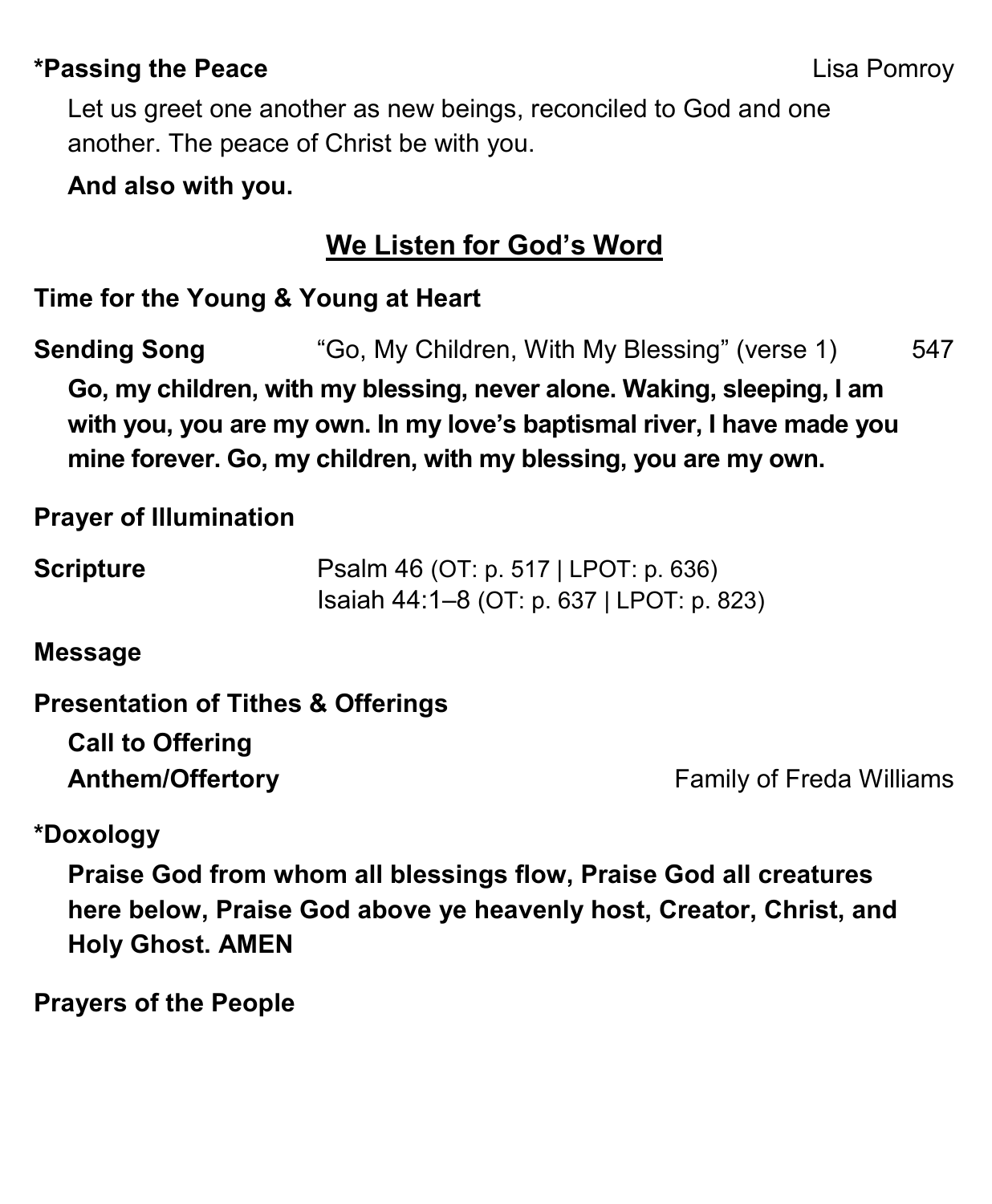**\*Passing the Peace** Lisa Pomroy

Let us greet one another as new beings, reconciled to God and one another. The peace of Christ be with you.

**And also with you.**

## We Listen for God's Word

**Time for the Young & Young at Heart**

**Sending Song** "Go, My Children, With My Blessing" (verse 1) 547

**Go, my children, with my blessing, never alone. Waking, sleeping, I am with you, you are my own. In my love's baptismal river, I have made you mine forever. Go, my children, with my blessing, you are my own.**

**Prayer of Illumination**

**Scripture** Psalm 46 (OT: p. 517 | LPOT: p. 636)
Isaiah 44:1–8 (OT: p. 637 | LPOT: p. 823)

**Message**

**Presentation of Tithes & Offerings**

**Call to Offering**

**Anthem/Offertory** Family of Freda Williams

**\*Doxology**

**Praise God from whom all blessings flow, Praise God all creatures here below, Praise God above ye heavenly host, Creator, Christ, and Holy Ghost. AMEN**

**Prayers of the People**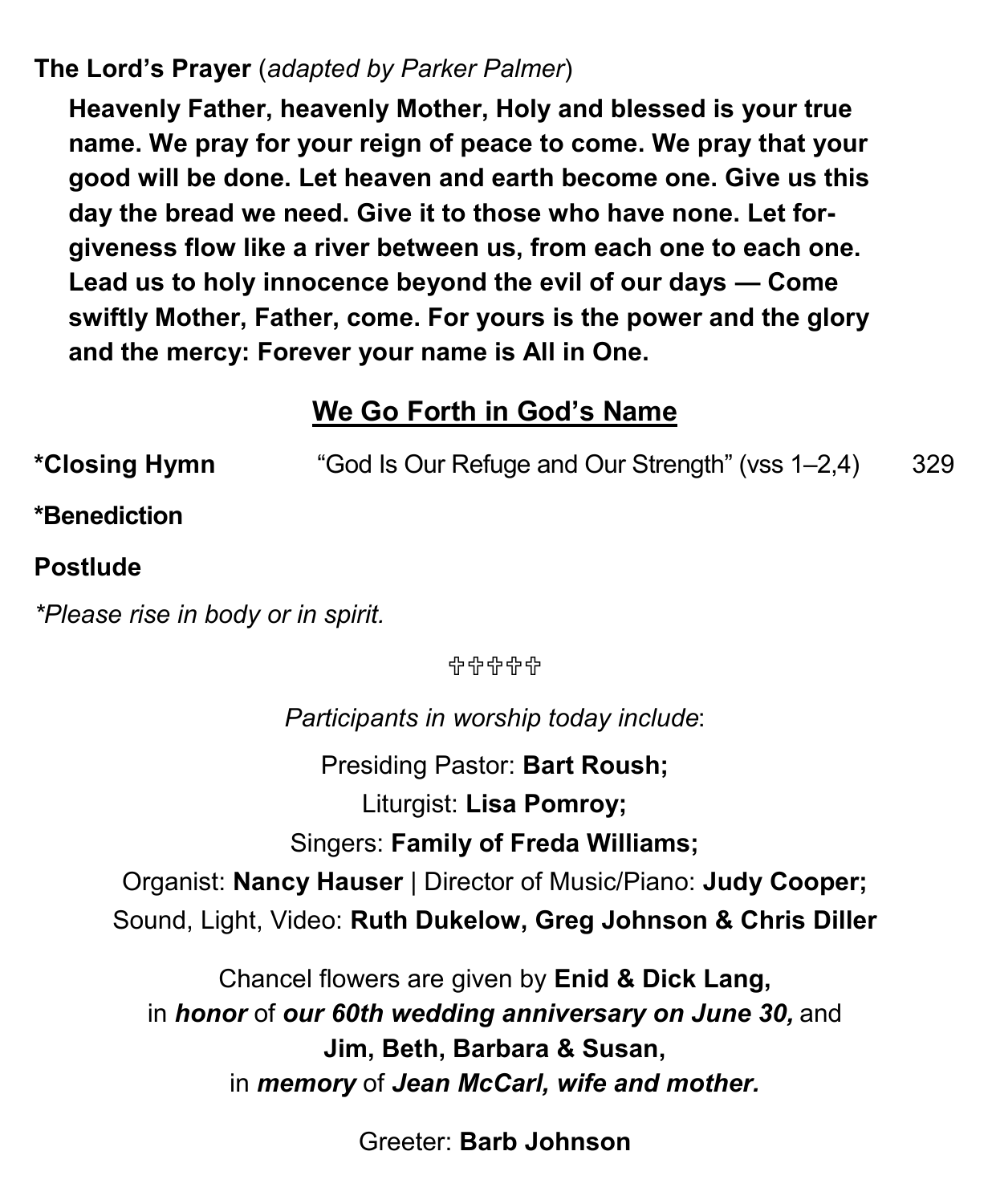**The Lord's Prayer** (*adapted by Parker Palmer*)

**Heavenly Father, heavenly Mother, Holy and blessed is your true name. We pray for your reign of peace to come. We pray that your good will be done. Let heaven and earth become one. Give us this day the bread we need. Give it to those who have none. Let forgiveness flow like a river between us, from each one to each one. Lead us to holy innocence beyond the evil of our days — Come swiftly Mother, Father, come. For yours is the power and the glory and the mercy: Forever your name is All in One.**

## We Go Forth in God's Name

**\*Closing Hymn** "God Is Our Refuge and Our Strength" (vss 1–2,4) 329

**\*Benediction**

**Postlude**

*\*Please rise in body or in spirit.*

✞✞✞✞✞

*Participants in worship today include*:

Presiding Pastor: **Bart Roush;**

Liturgist: **Lisa Pomroy;**

Singers: **Family of Freda Williams;**

Organist: **Nancy Hauser** | Director of Music/Piano: **Judy Cooper;**

Sound, Light, Video: **Ruth Dukelow, Greg Johnson & Chris Diller**

Chancel flowers are given by **Enid & Dick Lang,**
in ***honor*** of ***our 60th wedding anniversary on June 30,*** and
**Jim, Beth, Barbara & Susan,**
in ***memory*** of ***Jean McCarl, wife and mother.***

Greeter: **Barb Johnson**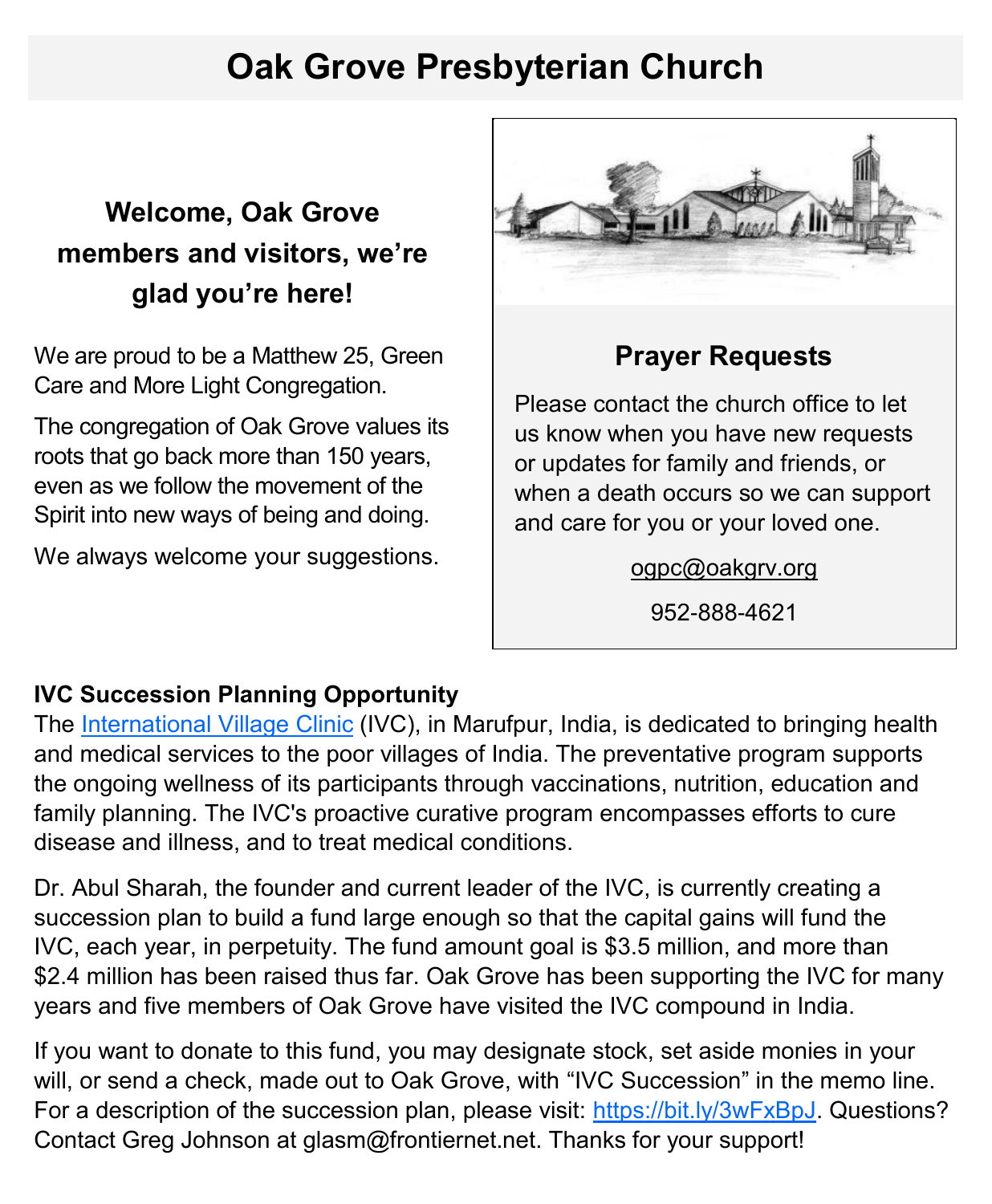# Oak Grove Presbyterian Church

## Welcome, Oak Grove members and visitors, we're glad you're here!

We are proud to be a Matthew 25, Green Care and More Light Congregation.

The congregation of Oak Grove values its roots that go back more than 150 years, even as we follow the movement of the Spirit into new ways of being and doing.

We always welcome your suggestions.

## Prayer Requests

Please contact the church office to let us know when you have new requests or updates for family and friends, or when a death occurs so we can support and care for you or your loved one.

ogpc@oakgrv.org

952-888-4621

**IVC Succession Planning Opportunity**

The International Village Clinic (IVC), in Marufpur, India, is dedicated to bringing health and medical services to the poor villages of India. The preventative program supports the ongoing wellness of its participants through vaccinations, nutrition, education and family planning. The IVC's proactive curative program encompasses efforts to cure disease and illness, and to treat medical conditions.

Dr. Abul Sharah, the founder and current leader of the IVC, is currently creating a succession plan to build a fund large enough so that the capital gains will fund the IVC, each year, in perpetuity. The fund amount goal is $3.5 million, and more than $2.4 million has been raised thus far. Oak Grove has been supporting the IVC for many years and five members of Oak Grove have visited the IVC compound in India.

If you want to donate to this fund, you may designate stock, set aside monies in your will, or send a check, made out to Oak Grove, with "IVC Succession" in the memo line. For a description of the succession plan, please visit: https://bit.ly/3wFxBpJ. Questions? Contact Greg Johnson at glasm@frontiernet.net. Thanks for your support!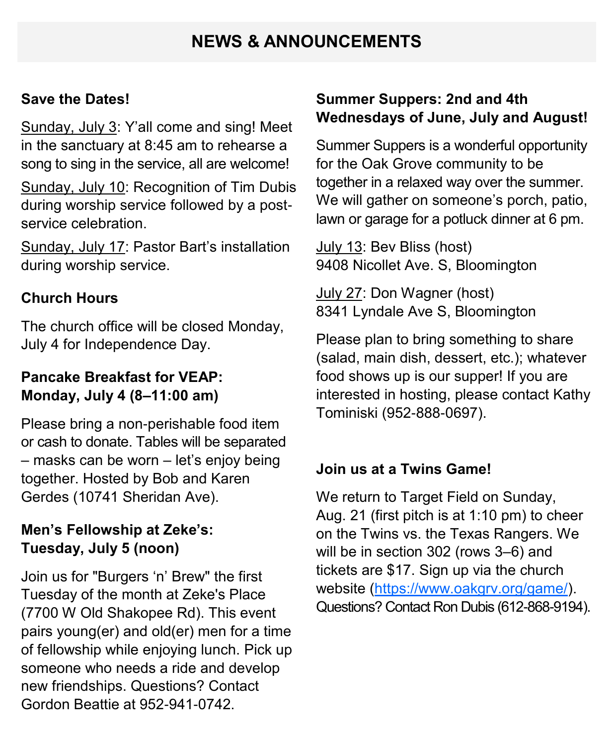# NEWS & ANNOUNCEMENTS

### Save the Dates!

Sunday, July 3: Y'all come and sing! Meet in the sanctuary at 8:45 am to rehearse a song to sing in the service, all are welcome!

Sunday, July 10: Recognition of Tim Dubis during worship service followed by a post-service celebration.

Sunday, July 17: Pastor Bart's installation during worship service.

### Church Hours

The church office will be closed Monday, July 4 for Independence Day.

### Pancake Breakfast for VEAP: Monday, July 4 (8–11:00 am)

Please bring a non-perishable food item or cash to donate. Tables will be separated – masks can be worn – let's enjoy being together. Hosted by Bob and Karen Gerdes (10741 Sheridan Ave).

### Men's Fellowship at Zeke's: Tuesday, July 5 (noon)

Join us for "Burgers 'n' Brew" the first Tuesday of the month at Zeke's Place (7700 W Old Shakopee Rd). This event pairs young(er) and old(er) men for a time of fellowship while enjoying lunch. Pick up someone who needs a ride and develop new friendships. Questions? Contact Gordon Beattie at 952-941-0742.

### Summer Suppers: 2nd and 4th Wednesdays of June, July and August!

Summer Suppers is a wonderful opportunity for the Oak Grove community to be together in a relaxed way over the summer. We will gather on someone's porch, patio, lawn or garage for a potluck dinner at 6 pm.

July 13: Bev Bliss (host)
9408 Nicollet Ave. S, Bloomington

July 27: Don Wagner (host)
8341 Lyndale Ave S, Bloomington

Please plan to bring something to share (salad, main dish, dessert, etc.); whatever food shows up is our supper! If you are interested in hosting, please contact Kathy Tominiski (952-888-0697).

### Join us at a Twins Game!

We return to Target Field on Sunday, Aug. 21 (first pitch is at 1:10 pm) to cheer on the Twins vs. the Texas Rangers. We will be in section 302 (rows 3–6) and tickets are $17. Sign up via the church website (https://www.oakgrv.org/game/). Questions? Contact Ron Dubis (612-868-9194).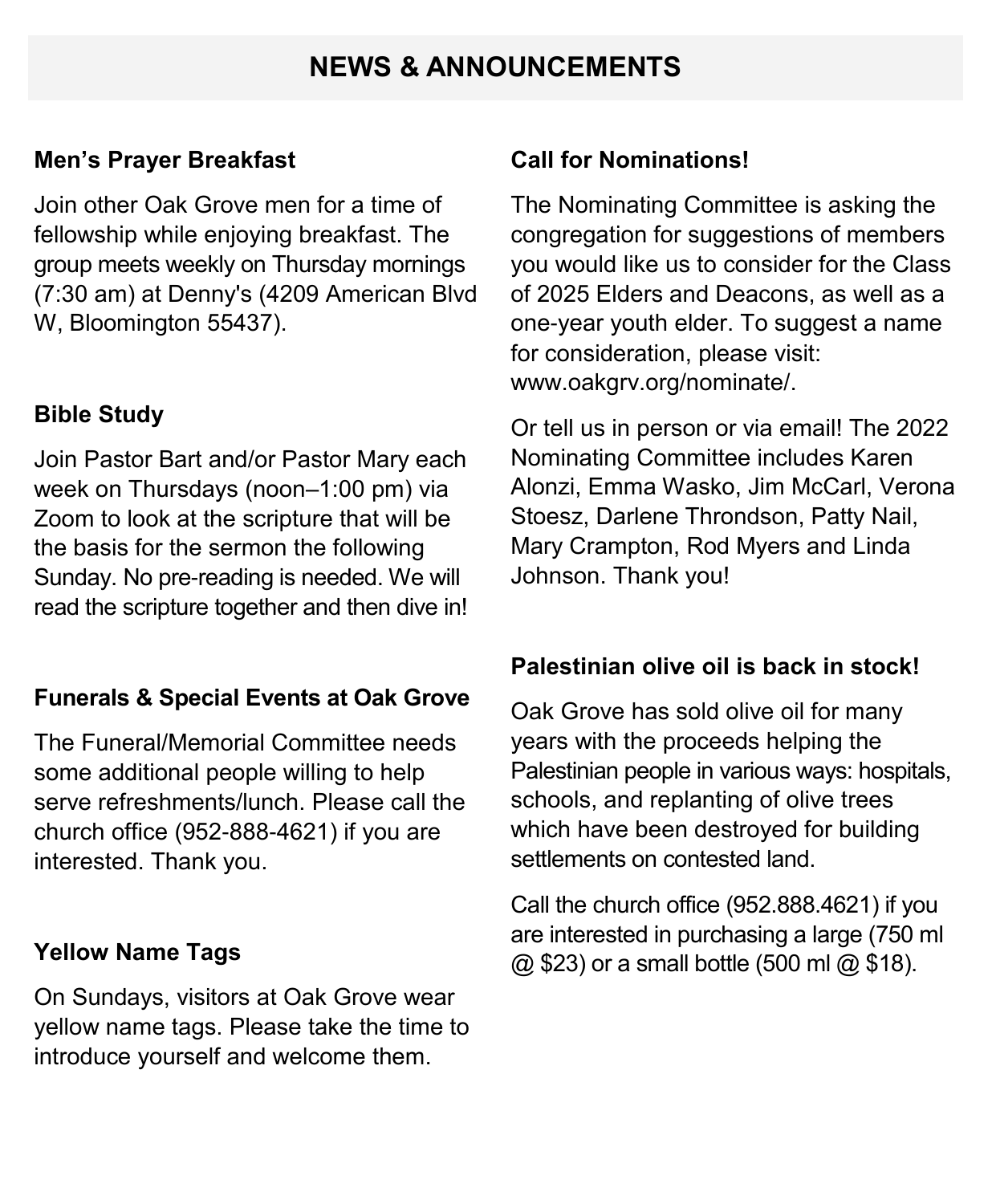# NEWS & ANNOUNCEMENTS

### Men's Prayer Breakfast

Join other Oak Grove men for a time of fellowship while enjoying breakfast. The group meets weekly on Thursday mornings (7:30 am) at Denny's (4209 American Blvd W, Bloomington 55437).

### Bible Study

Join Pastor Bart and/or Pastor Mary each week on Thursdays (noon–1:00 pm) via Zoom to look at the scripture that will be the basis for the sermon the following Sunday. No pre-reading is needed. We will read the scripture together and then dive in!

### Funerals & Special Events at Oak Grove

The Funeral/Memorial Committee needs some additional people willing to help serve refreshments/lunch. Please call the church office (952-888-4621) if you are interested. Thank you.

### Yellow Name Tags

On Sundays, visitors at Oak Grove wear yellow name tags. Please take the time to introduce yourself and welcome them.

### Call for Nominations!

The Nominating Committee is asking the congregation for suggestions of members you would like us to consider for the Class of 2025 Elders and Deacons, as well as a one-year youth elder. To suggest a name for consideration, please visit: www.oakgrv.org/nominate/.

Or tell us in person or via email! The 2022 Nominating Committee includes Karen Alonzi, Emma Wasko, Jim McCarl, Verona Stoesz, Darlene Throndson, Patty Nail, Mary Crampton, Rod Myers and Linda Johnson. Thank you!

### Palestinian olive oil is back in stock!

Oak Grove has sold olive oil for many years with the proceeds helping the Palestinian people in various ways: hospitals, schools, and replanting of olive trees which have been destroyed for building settlements on contested land.

Call the church office (952.888.4621) if you are interested in purchasing a large (750 ml @ $23) or a small bottle (500 ml @ $18).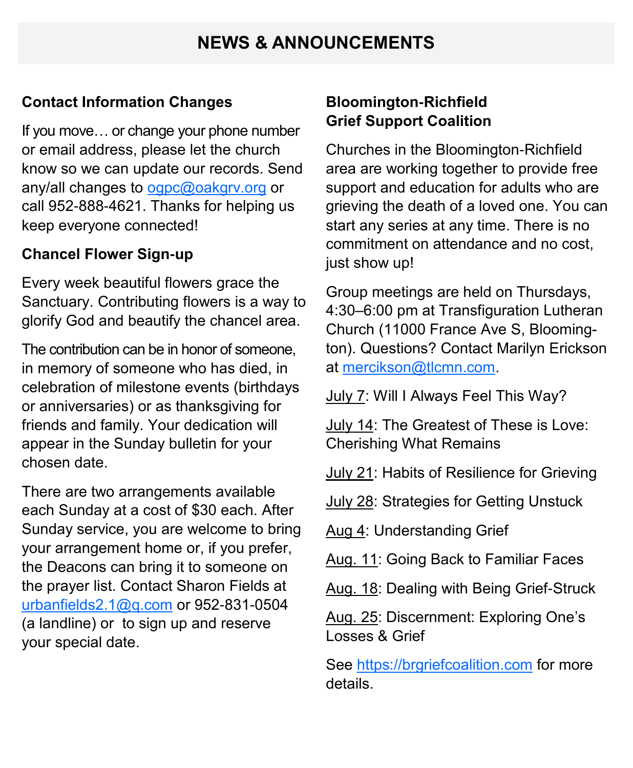# NEWS & ANNOUNCEMENTS

### Contact Information Changes

If you move… or change your phone number or email address, please let the church know so we can update our records. Send any/all changes to ogpc@oakgrv.org or call 952-888-4621. Thanks for helping us keep everyone connected!

### Chancel Flower Sign-up

Every week beautiful flowers grace the Sanctuary. Contributing flowers is a way to glorify God and beautify the chancel area.

The contribution can be in honor of someone, in memory of someone who has died, in celebration of milestone events (birthdays or anniversaries) or as thanksgiving for friends and family. Your dedication will appear in the Sunday bulletin for your chosen date.

There are two arrangements available each Sunday at a cost of $30 each. After Sunday service, you are welcome to bring your arrangement home or, if you prefer, the Deacons can bring it to someone on the prayer list. Contact Sharon Fields at urbanfields2.1@q.com or 952-831-0504 (a landline) or  to sign up and reserve your special date.

### Bloomington-Richfield Grief Support Coalition

Churches in the Bloomington-Richfield area are working together to provide free support and education for adults who are grieving the death of a loved one. You can start any series at any time. There is no commitment on attendance and no cost, just show up!

Group meetings are held on Thursdays, 4:30–6:00 pm at Transfiguration Lutheran Church (11000 France Ave S, Bloomington). Questions? Contact Marilyn Erickson at mercikson@tlcmn.com.

July 7: Will I Always Feel This Way?

July 14: The Greatest of These is Love: Cherishing What Remains

July 21: Habits of Resilience for Grieving

July 28: Strategies for Getting Unstuck

Aug 4: Understanding Grief

Aug. 11: Going Back to Familiar Faces

Aug. 18: Dealing with Being Grief-Struck

Aug. 25: Discernment: Exploring One's Losses & Grief

See https://brgriefcoalition.com for more details.